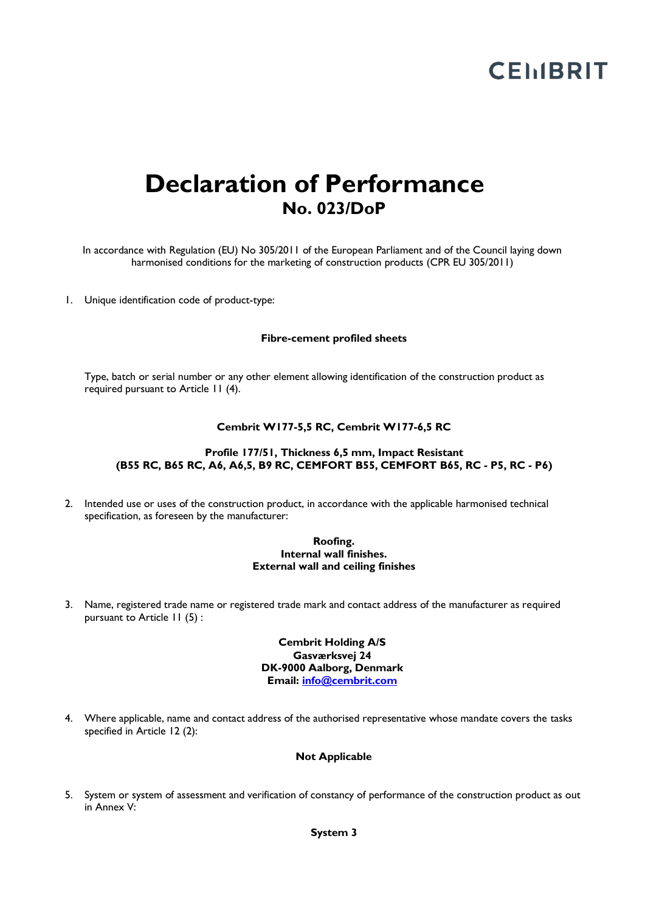CEMBRIT

# Declaration of Performance

## No. 023/DoP

In accordance with Regulation (EU) No 305/2011 of the European Parliament and of the Council laying down harmonised conditions for the marketing of construction products (CPR EU 305/2011)

1. Unique identification code of product-type:

   **Fibre-cement profiled sheets**

   Type, batch or serial number or any other element allowing identification of the construction product as required pursuant to Article 11 (4).

   **Cembrit W177-5,5 RC, Cembrit W177-6,5 RC**

   **Profile 177/51, Thickness 6,5 mm, Impact Resistant (B55 RC, B65 RC, A6, A6,5, B9 RC, CEMFORT B55, CEMFORT B65, RC - P5, RC - P6)**

2. Intended use or uses of the construction product, in accordance with the applicable harmonised technical specification, as foreseen by the manufacturer:

   **Roofing.**
   **Internal wall finishes.**
   **External wall and ceiling finishes**

3. Name, registered trade name or registered trade mark and contact address of the manufacturer as required pursuant to Article 11 (5) :

   **Cembrit Holding A/S**
   **Gasværksvej 24**
   **DK-9000 Aalborg, Denmark**
   **Email: info@cembrit.com**

4. Where applicable, name and contact address of the authorised representative whose mandate covers the tasks specified in Article 12 (2):

   **Not Applicable**

5. System or system of assessment and verification of constancy of performance of the construction product as out in Annex V:

   **System 3**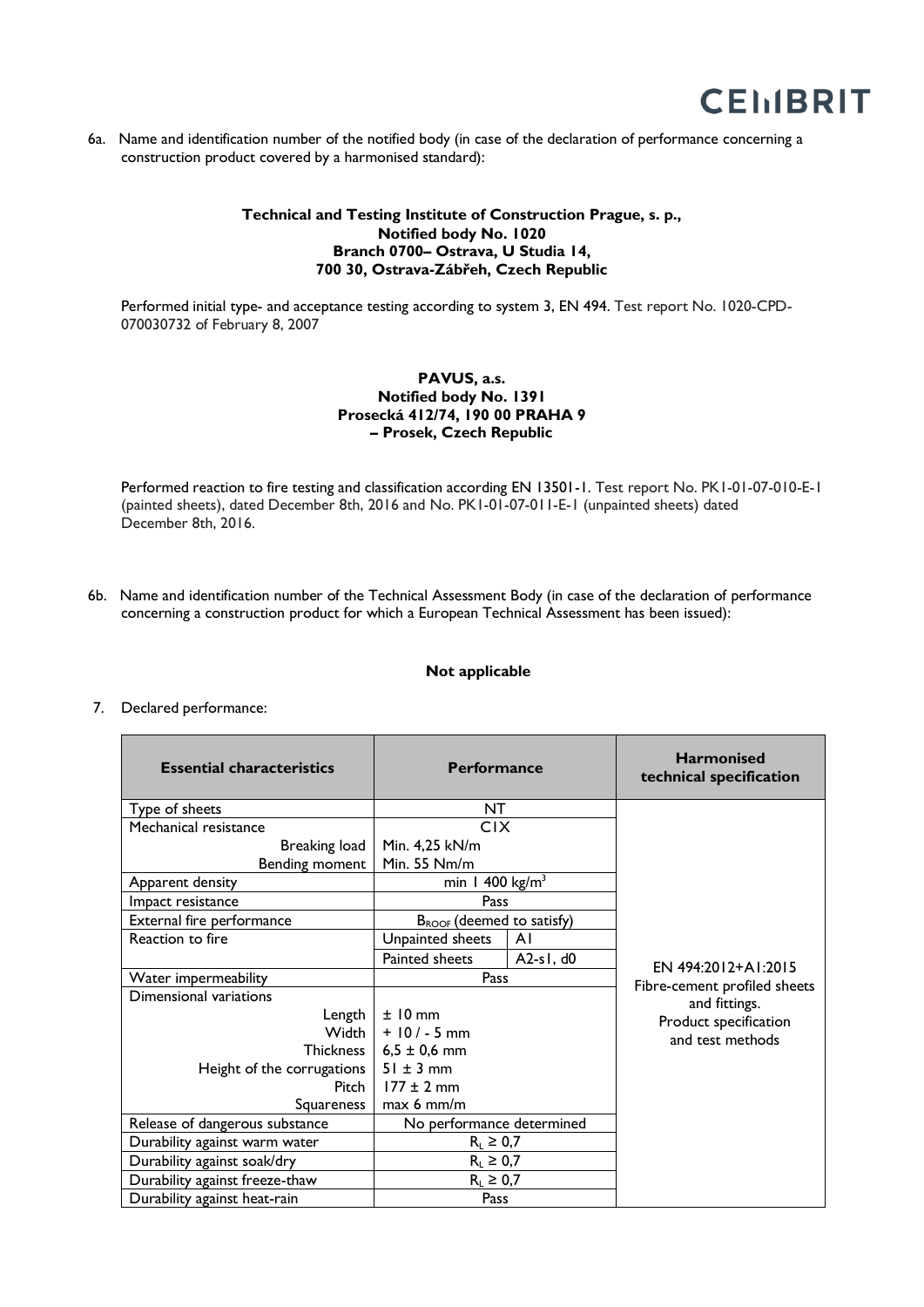6a. Name and identification number of the notified body (in case of the declaration of performance concerning a construction product covered by a harmonised standard):

**Technical and Testing Institute of Construction Prague, s. p.,**
**Notified body No. 1020**
**Branch 0700– Ostrava, U Studia 14,**
**700 30, Ostrava-Zábřeh, Czech Republic**

Performed initial type- and acceptance testing according to system 3, EN 494. Test report No. 1020-CPD-070030732 of February 8, 2007

**PAVUS, a.s.**
**Notified body No. 1391**
**Prosecká 412/74, 190 00 PRAHA 9**
**– Prosek, Czech Republic**

Performed reaction to fire testing and classification according EN 13501-1. Test report No. PK1-01-07-010-E-1 (painted sheets), dated December 8th, 2016 and No. PK1-01-07-011-E-1 (unpainted sheets) dated December 8th, 2016.

6b. Name and identification number of the Technical Assessment Body (in case of the declaration of performance concerning a construction product for which a European Technical Assessment has been issued):

**Not applicable**

7. Declared performance:

| Essential characteristics | Performance | | Harmonised technical specification |
|---|---|---|---|
| Type of sheets | NT | | EN 494:2012+A1:2015 Fibre-cement profiled sheets and fittings. Product specification and test methods |
| Mechanical resistance | C1X | | |
| Breaking load | Min. 4,25 kN/m | | |
| Bending moment | Min. 55 Nm/m | | |
| Apparent density | min 1 400 kg/m³ | | |
| Impact resistance | Pass | | |
| External fire performance | $B_{ROOF}$ (deemed to satisfy) | | |
| Reaction to fire | Unpainted sheets | A1 | |
| | Painted sheets | A2-s1, d0 | |
| Water impermeability | Pass | | |
| Dimensional variations | | | |
| Length | ± 10 mm | | |
| Width | + 10 / - 5 mm | | |
| Thickness | 6,5 ± 0,6 mm | | |
| Height of the corrugations | 51 ± 3 mm | | |
| Pitch | 177 ± 2 mm | | |
| Squareness | max 6 mm/m | | |
| Release of dangerous substance | No performance determined | | |
| Durability against warm water | $R_L \geq 0,7$ | | |
| Durability against soak/dry | $R_L \geq 0,7$ | | |
| Durability against freeze-thaw | $R_L \geq 0,7$ | | |
| Durability against heat-rain | Pass | | |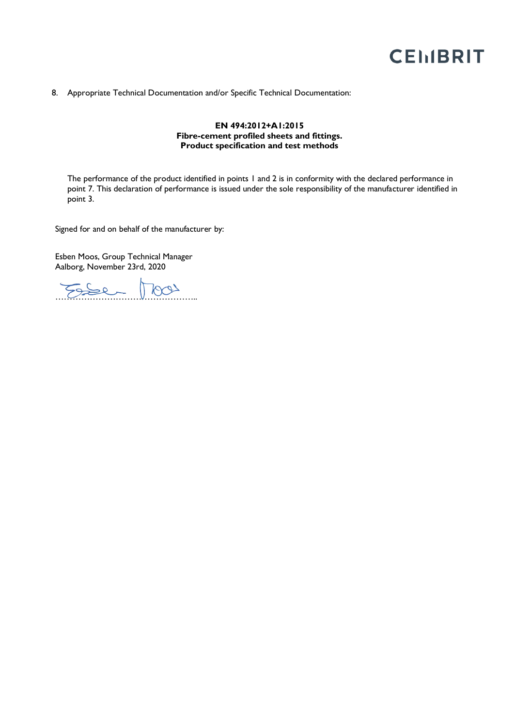8. Appropriate Technical Documentation and/or Specific Technical Documentation:

**EN 494:2012+A1:2015**
**Fibre-cement profiled sheets and fittings.**
**Product specification and test methods**

The performance of the product identified in points 1 and 2 is in conformity with the declared performance in point 7. This declaration of performance is issued under the sole responsibility of the manufacturer identified in point 3.

Signed for and on behalf of the manufacturer by:

Esben Moos, Group Technical Manager
Aalborg, November 23rd, 2020

……………………………………………..